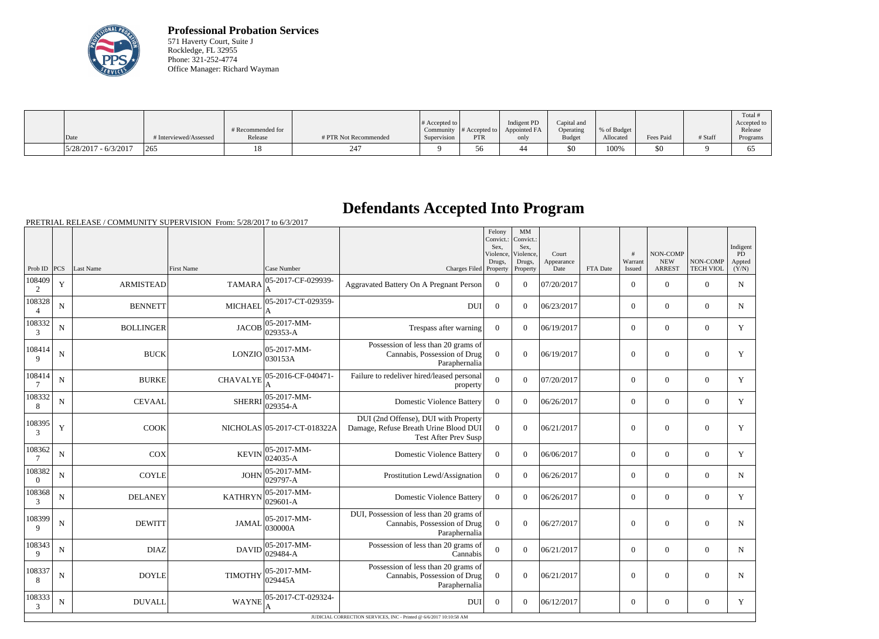**Professional Probation Services**
571 Haverty Court, Suite J
Rockledge, FL 32955
Phone: 321-252-4774
Office Manager: Richard Wayman

| Date | # Interviewed/Assessed | # Recommended for Release | # PTR Not Recommended | # Accepted to Community Supervision | # Accepted to PTR | Indigent PD Appointed FA only | Capital and Operating Budget | % of Budget Allocated | Fees Paid | # Staff | Total # Accepted to Release Programs |
|---|---|---|---|---|---|---|---|---|---|---|---|
| 5/28/2017 - 6/3/2017 | 265 | 18 | 247 | 9 | 56 | 44 | $0 | 100% | $0 | 9 | 65 |

# Defendants Accepted Into Program

PRETRIAL RELEASE / COMMUNITY SUPERVISION From: 5/28/2017 to 6/3/2017

| Prob ID | PCS | Last Name | First Name | Case Number | Charges Filed | Felony Convict.: Sex, Violence, Drugs, Property | MM Convict.: Sex, Violence, Drugs, Property | Court Appearance Date | FTA Date | # Warrant Issued | NON-COMP NEW ARREST | NON-COMP TECH VIOL | Indigent PD Appted (Y/N) |
|---|---|---|---|---|---|---|---|---|---|---|---|---|---|
| 1084092 | Y | ARMISTEAD | TAMARA | 05-2017-CF-029939-A | Aggravated Battery On A Pregnant Person | 0 | 0 | 07/20/2017 | | 0 | 0 | 0 | N |
| 1083284 | N | BENNETT | MICHAEL | 05-2017-CT-029359-A | DUI | 0 | 0 | 06/23/2017 | | 0 | 0 | 0 | N |
| 1083323 | N | BOLLINGER | JACOB | 05-2017-MM-029353-A | Trespass after warning | 0 | 0 | 06/19/2017 | | 0 | 0 | 0 | Y |
| 1084149 | N | BUCK | LONZIO | 05-2017-MM-030153A | Possession of less than 20 grams of Cannabis, Possession of Drug Paraphernalia | 0 | 0 | 06/19/2017 | | 0 | 0 | 0 | Y |
| 1084147 | N | BURKE | CHAVALYE | 05-2016-CF-040471-A | Failure to redeliver hired/leased personal property | 0 | 0 | 07/20/2017 | | 0 | 0 | 0 | Y |
| 1083328 | N | CEVAAL | SHERRI | 05-2017-MM-029354-A | Domestic Violence Battery | 0 | 0 | 06/26/2017 | | 0 | 0 | 0 | Y |
| 1083953 | Y | COOK | NICHOLAS | 05-2017-CT-018322A | DUI (2nd Offense), DUI with Property Damage, Refuse Breath Urine Blood DUI Test After Prev Susp | 0 | 0 | 06/21/2017 | | 0 | 0 | 0 | Y |
| 1083627 | N | COX | KEVIN | 05-2017-MM-024035-A | Domestic Violence Battery | 0 | 0 | 06/06/2017 | | 0 | 0 | 0 | Y |
| 1083820 | N | COYLE | JOHN | 05-2017-MM-029797-A | Prostitution Lewd/Assignation | 0 | 0 | 06/26/2017 | | 0 | 0 | 0 | N |
| 1083683 | N | DELANEY | KATHRYN | 05-2017-MM-029601-A | Domestic Violence Battery | 0 | 0 | 06/26/2017 | | 0 | 0 | 0 | Y |
| 1083999 | N | DEWITT | JAMAL | 05-2017-MM-030000A | DUI, Possession of less than 20 grams of Cannabis, Possession of Drug Paraphernalia | 0 | 0 | 06/27/2017 | | 0 | 0 | 0 | N |
| 1083439 | N | DIAZ | DAVID | 05-2017-MM-029484-A | Possession of less than 20 grams of Cannabis | 0 | 0 | 06/21/2017 | | 0 | 0 | 0 | N |
| 1083378 | N | DOYLE | TIMOTHY | 05-2017-MM-029445A | Possession of less than 20 grams of Cannabis, Possession of Drug Paraphernalia | 0 | 0 | 06/21/2017 | | 0 | 0 | 0 | N |
| 1083333 | N | DUVALL | WAYNE | 05-2017-CT-029324-A | DUI | 0 | 0 | 06/12/2017 | | 0 | 0 | 0 | Y |

JUDICIAL CORRECTION SERVICES, INC - Printed @ 6/6/2017 10:10:58 AM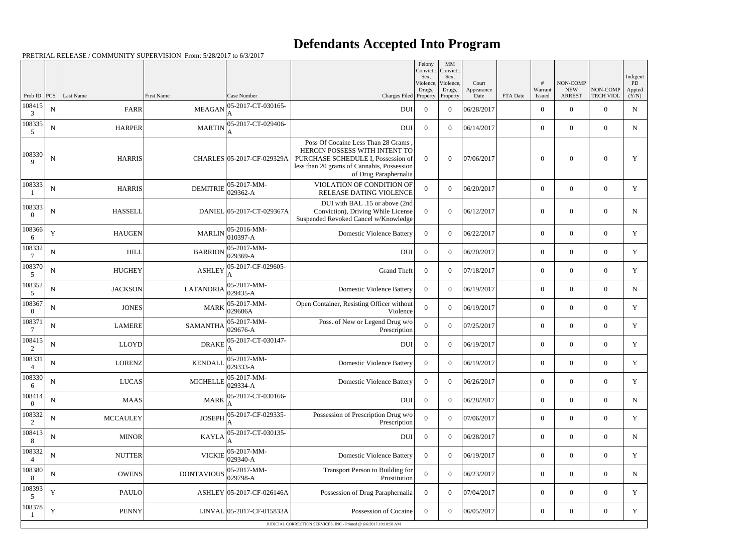# Defendants Accepted Into Program

PRETRIAL RELEASE / COMMUNITY SUPERVISION From: 5/28/2017 to 6/3/2017

| Prob ID | PCS | Last Name | First Name | Case Number | Charges Filed | Felony Convict.: Sex, Violence, Drugs, Property | MM Convict.: Sex, Violence, Drugs, Property | Court Appearance Date | FTA Date | # Warrant Issued | NON-COMP NEW ARREST | NON-COMP TECH VIOL | Indigent PD Appted (Y/N) |
|---|---|---|---|---|---|---|---|---|---|---|---|---|---|
| 1084153 | N | FARR | MEAGAN | 05-2017-CT-030165-A | DUI | 0 | 0 | 06/28/2017 | | 0 | 0 | 0 | N |
| 1083355 | N | HARPER | MARTIN | 05-2017-CT-029406-A | DUI | 0 | 0 | 06/14/2017 | | 0 | 0 | 0 | N |
| 1083309 | N | HARRIS | CHARLES | 05-2017-CF-029329A | Poss Of Cocaine Less Than 28 Grams , HEROIN POSSESS WITH INTENT TO PURCHASE SCHEDULE I, Possession of less than 20 grams of Cannabis, Possession of Drug Paraphernalia | 0 | 0 | 07/06/2017 | | 0 | 0 | 0 | Y |
| 1083331 | N | HARRIS | DEMITRIE | 05-2017-MM-029362-A | VIOLATION OF CONDITION OF RELEASE DATING VIOLENCE | 0 | 0 | 06/20/2017 | | 0 | 0 | 0 | Y |
| 1083330 | N | HASSELL | DANIEL | 05-2017-CT-029367A | DUI with BAL .15 or above (2nd Conviction), Driving While License Suspended Revoked Cancel w/Knowledge | 0 | 0 | 06/12/2017 | | 0 | 0 | 0 | N |
| 1083666 | Y | HAUGEN | MARLIN | 05-2016-MM-010397-A | Domestic Violence Battery | 0 | 0 | 06/22/2017 | | 0 | 0 | 0 | Y |
| 1083327 | N | HILL | BARRION | 05-2017-MM-029369-A | DUI | 0 | 0 | 06/20/2017 | | 0 | 0 | 0 | Y |
| 1083705 | N | HUGHEY | ASHLEY | 05-2017-CF-029605-A | Grand Theft | 0 | 0 | 07/18/2017 | | 0 | 0 | 0 | Y |
| 1083525 | N | JACKSON | LATANDRIA | 05-2017-MM-029435-A | Domestic Violence Battery | 0 | 0 | 06/19/2017 | | 0 | 0 | 0 | N |
| 1083670 | N | JONES | MARK | 05-2017-MM-029606A | Open Container, Resisting Officer without Violence | 0 | 0 | 06/19/2017 | | 0 | 0 | 0 | Y |
| 1083717 | N | LAMERE | SAMANTHA | 05-2017-MM-029676-A | Poss. of New or Legend Drug w/o Prescription | 0 | 0 | 07/25/2017 | | 0 | 0 | 0 | Y |
| 1084152 | N | LLOYD | DRAKE | 05-2017-CT-030147-A | DUI | 0 | 0 | 06/19/2017 | | 0 | 0 | 0 | Y |
| 1083314 | N | LORENZ | KENDALL | 05-2017-MM-029333-A | Domestic Violence Battery | 0 | 0 | 06/19/2017 | | 0 | 0 | 0 | Y |
| 1083306 | N | LUCAS | MICHELLE | 05-2017-MM-029334-A | Domestic Violence Battery | 0 | 0 | 06/26/2017 | | 0 | 0 | 0 | Y |
| 1084140 | N | MAAS | MARK | 05-2017-CT-030166-A | DUI | 0 | 0 | 06/28/2017 | | 0 | 0 | 0 | N |
| 1083322 | N | MCCAULEY | JOSEPH | 05-2017-CF-029335-A | Possession of Prescription Drug w/o Prescription | 0 | 0 | 07/06/2017 | | 0 | 0 | 0 | Y |
| 1084138 | N | MINOR | KAYLA | 05-2017-CT-030135-A | DUI | 0 | 0 | 06/28/2017 | | 0 | 0 | 0 | N |
| 1083324 | N | NUTTER | VICKIE | 05-2017-MM-029340-A | Domestic Violence Battery | 0 | 0 | 06/19/2017 | | 0 | 0 | 0 | Y |
| 1083808 | N | OWENS | DONTAVIOUS | 05-2017-MM-029798-A | Transport Person to Building for Prostitution | 0 | 0 | 06/23/2017 | | 0 | 0 | 0 | N |
| 1083935 | Y | PAULO | ASHLEY | 05-2017-CF-026146A | Possession of Drug Paraphernalia | 0 | 0 | 07/04/2017 | | 0 | 0 | 0 | Y |
| 1083781 | Y | PENNY | LINVAL | 05-2017-CF-015833A | Possession of Cocaine | 0 | 0 | 06/05/2017 | | 0 | 0 | 0 | Y |

JUDICIAL CORRECTION SERVICES, INC - Printed @ 6/6/2017 10:10:58 AM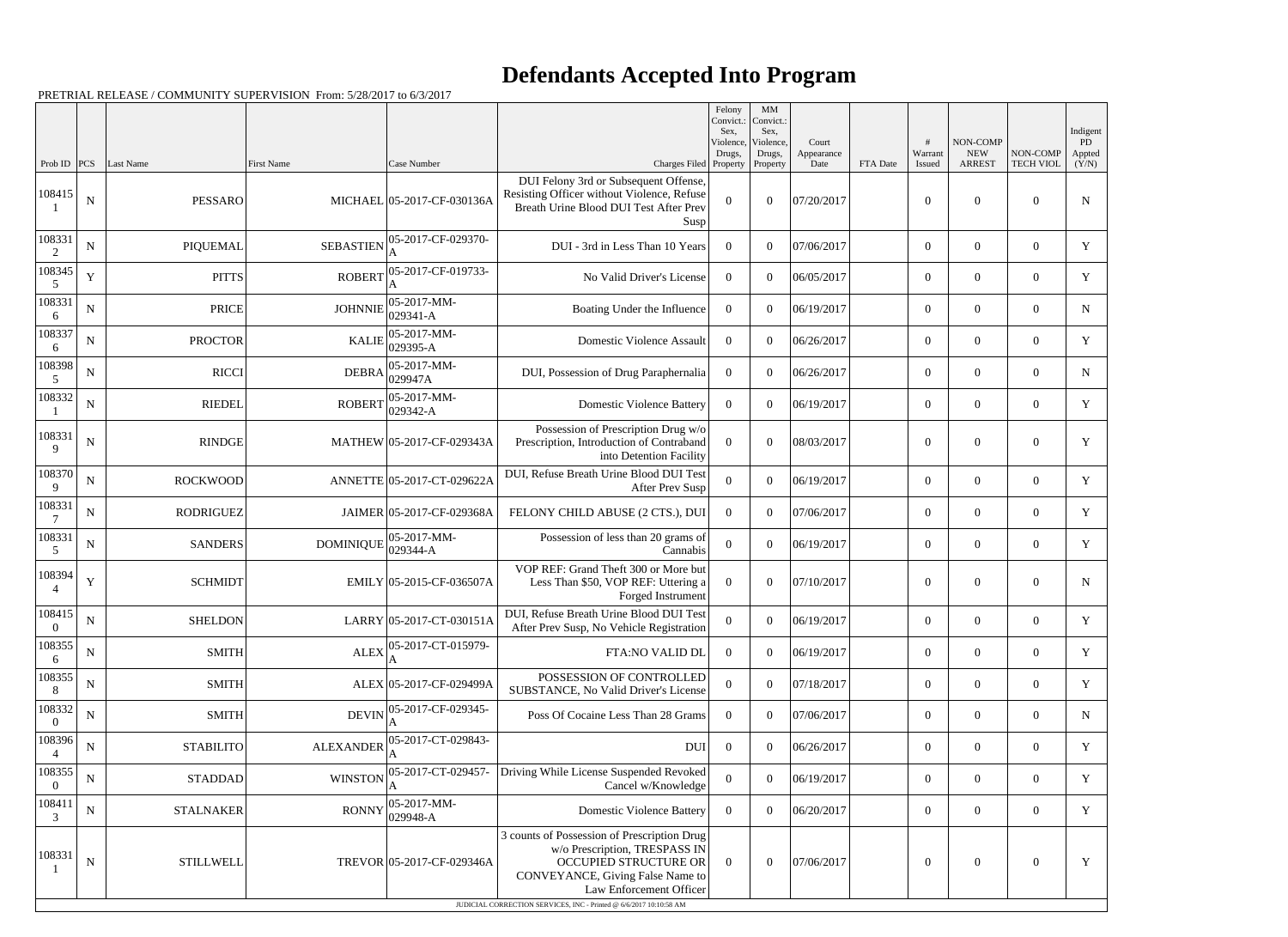# Defendants Accepted Into Program

PRETRIAL RELEASE / COMMUNITY SUPERVISION From: 5/28/2017 to 6/3/2017

| Prob ID | PCS | Last Name | First Name | Case Number | Charges Filed | Felony Convict.: Sex, Violence, Drugs, Property | MM Convict.: Sex, Violence, Drugs, Property | Court Appearance Date | FTA Date | # Warrant Issued | NON-COMP NEW ARREST | NON-COMP TECH VIOL | Indigent PD Appted (Y/N) |
|---|---|---|---|---|---|---|---|---|---|---|---|---|---|
| 1084151 | N | PESSARO | MICHAEL | 05-2017-CF-030136A | DUI Felony 3rd or Subsequent Offense, Resisting Officer without Violence, Refuse Breath Urine Blood DUI Test After Prev Susp | 0 | 0 | 07/20/2017 | | 0 | 0 | 0 | N |
| 1083312 | N | PIQUEMAL | SEBASTIEN | 05-2017-CF-029370-A | DUI - 3rd in Less Than 10 Years | 0 | 0 | 07/06/2017 | | 0 | 0 | 0 | Y |
| 1083455 | Y | PITTS | ROBERT | 05-2017-CF-019733-A | No Valid Driver's License | 0 | 0 | 06/05/2017 | | 0 | 0 | 0 | Y |
| 1083316 | N | PRICE | JOHNNIE | 05-2017-MM-029341-A | Boating Under the Influence | 0 | 0 | 06/19/2017 | | 0 | 0 | 0 | N |
| 1083376 | N | PROCTOR | KALIE | 05-2017-MM-029395-A | Domestic Violence Assault | 0 | 0 | 06/26/2017 | | 0 | 0 | 0 | Y |
| 1083985 | N | RICCI | DEBRA | 05-2017-MM-029947A | DUI, Possession of Drug Paraphernalia | 0 | 0 | 06/26/2017 | | 0 | 0 | 0 | N |
| 1083321 | N | RIEDEL | ROBERT | 05-2017-MM-029342-A | Domestic Violence Battery | 0 | 0 | 06/19/2017 | | 0 | 0 | 0 | Y |
| 1083319 | N | RINDGE | MATHEW | 05-2017-CF-029343A | Possession of Prescription Drug w/o Prescription, Introduction of Contraband into Detention Facility | 0 | 0 | 08/03/2017 | | 0 | 0 | 0 | Y |
| 1083709 | N | ROCKWOOD | ANNETTE | 05-2017-CT-029622A | DUI, Refuse Breath Urine Blood DUI Test After Prev Susp | 0 | 0 | 06/19/2017 | | 0 | 0 | 0 | Y |
| 1083317 | N | RODRIGUEZ | JAIMER | 05-2017-CF-029368A | FELONY CHILD ABUSE (2 CTS.), DUI | 0 | 0 | 07/06/2017 | | 0 | 0 | 0 | Y |
| 1083315 | N | SANDERS | DOMINIQUE | 05-2017-MM-029344-A | Possession of less than 20 grams of Cannabis | 0 | 0 | 06/19/2017 | | 0 | 0 | 0 | Y |
| 1083944 | Y | SCHMIDT | EMILY | 05-2015-CF-036507A | VOP REF: Grand Theft 300 or More but Less Than $50, VOP REF: Uttering a Forged Instrument | 0 | 0 | 07/10/2017 | | 0 | 0 | 0 | N |
| 1084150 | N | SHELDON | LARRY | 05-2017-CT-030151A | DUI, Refuse Breath Urine Blood DUI Test After Prev Susp, No Vehicle Registration | 0 | 0 | 06/19/2017 | | 0 | 0 | 0 | Y |
| 1083556 | N | SMITH | ALEX | 05-2017-CT-015979-A | FTA:NO VALID DL | 0 | 0 | 06/19/2017 | | 0 | 0 | 0 | Y |
| 1083558 | N | SMITH | ALEX | 05-2017-CF-029499A | POSSESSION OF CONTROLLED SUBSTANCE, No Valid Driver's License | 0 | 0 | 07/18/2017 | | 0 | 0 | 0 | Y |
| 1083320 | N | SMITH | DEVIN | 05-2017-CF-029345-A | Poss Of Cocaine Less Than 28 Grams | 0 | 0 | 07/06/2017 | | 0 | 0 | 0 | N |
| 1083964 | N | STABILITO | ALEXANDER | 05-2017-CT-029843-A | DUI | 0 | 0 | 06/26/2017 | | 0 | 0 | 0 | Y |
| 1083550 | N | STADDAD | WINSTON | 05-2017-CT-029457-A | Driving While License Suspended Revoked Cancel w/Knowledge | 0 | 0 | 06/19/2017 | | 0 | 0 | 0 | Y |
| 1084113 | N | STALNAKER | RONNY | 05-2017-MM-029948-A | Domestic Violence Battery | 0 | 0 | 06/20/2017 | | 0 | 0 | 0 | Y |
| 1083311 | N | STILLWELL | TREVOR | 05-2017-CF-029346A | 3 counts of Possession of Prescription Drug w/o Prescription, TRESPASS IN OCCUPIED STRUCTURE OR CONVEYANCE, Giving False Name to Law Enforcement Officer | 0 | 0 | 07/06/2017 | | 0 | 0 | 0 | Y |

JUDICIAL CORRECTION SERVICES, INC - Printed @ 6/6/2017 10:10:58 AM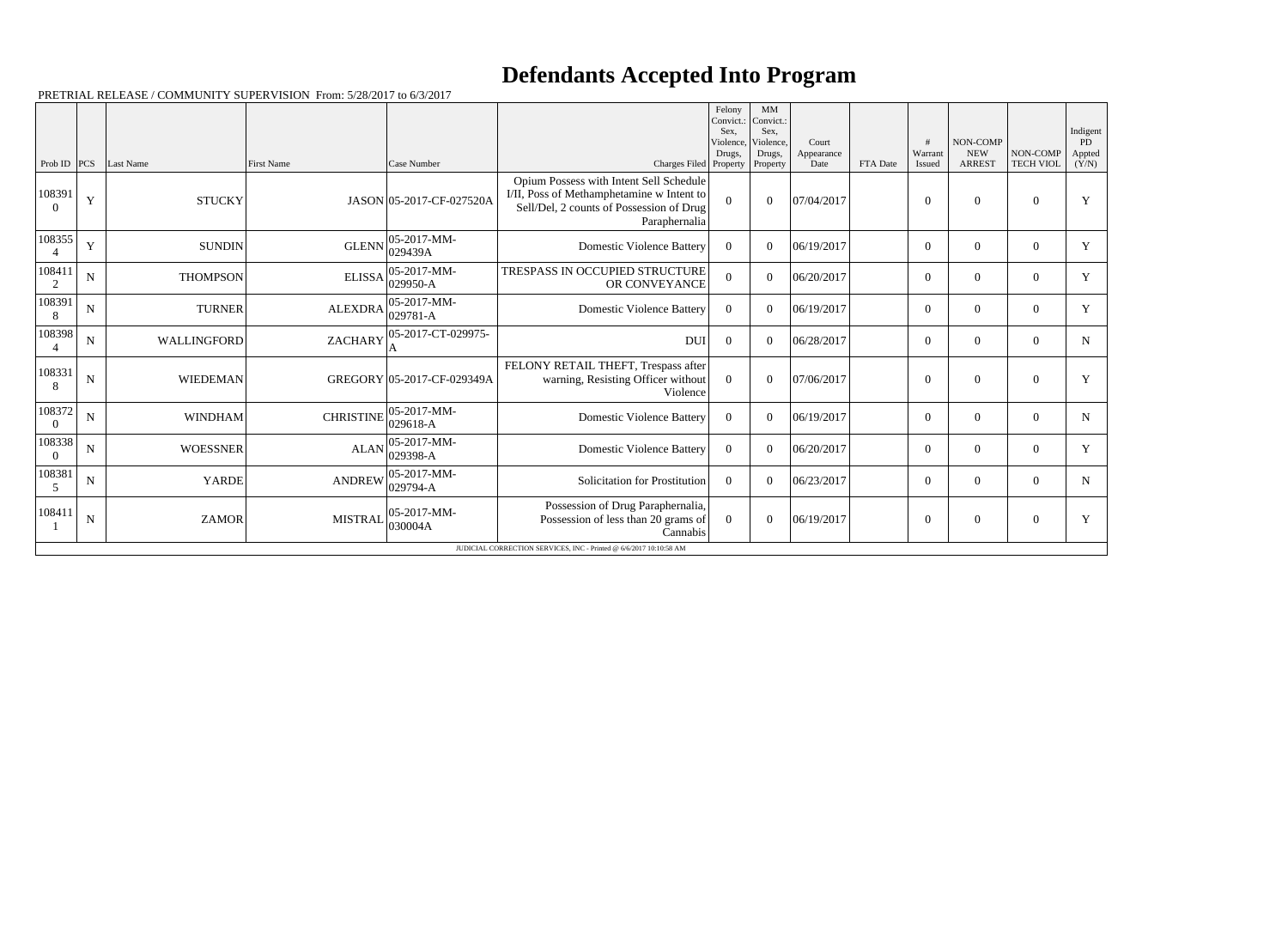# Defendants Accepted Into Program

PRETRIAL RELEASE / COMMUNITY SUPERVISION From: 5/28/2017 to 6/3/2017

| Prob ID | PCS | Last Name | First Name | Case Number | Charges Filed | Felony Convict.: Sex, Violence, Drugs, Property | MM Convict.: Sex, Violence, Drugs, Property | Court Appearance Date | FTA Date | # Warrant Issued | NON-COMP NEW ARREST | NON-COMP TECH VIOL | Indigent PD Appted (Y/N) |
|---|---|---|---|---|---|---|---|---|---|---|---|---|---|
| 1083910 | Y | STUCKY | JASON | 05-2017-CF-027520A | Opium Possess with Intent Sell Schedule I/II, Poss of Methamphetamine w Intent to Sell/Del, 2 counts of Possession of Drug Paraphernalia | 0 | 0 | 07/04/2017 | | 0 | 0 | 0 | Y |
| 1083554 | Y | SUNDIN | GLENN | 05-2017-MM-029439A | Domestic Violence Battery | 0 | 0 | 06/19/2017 | | 0 | 0 | 0 | Y |
| 1084112 | N | THOMPSON | ELISSA | 05-2017-MM-029950-A | TRESPASS IN OCCUPIED STRUCTURE OR CONVEYANCE | 0 | 0 | 06/20/2017 | | 0 | 0 | 0 | Y |
| 1083918 | N | TURNER | ALEXDRA | 05-2017-MM-029781-A | Domestic Violence Battery | 0 | 0 | 06/19/2017 | | 0 | 0 | 0 | Y |
| 1083984 | N | WALLINGFORD | ZACHARY | 05-2017-CT-029975-A | DUI | 0 | 0 | 06/28/2017 | | 0 | 0 | 0 | N |
| 1083318 | N | WIEDEMAN | GREGORY | 05-2017-CF-029349A | FELONY RETAIL THEFT, Trespass after warning, Resisting Officer without Violence | 0 | 0 | 07/06/2017 | | 0 | 0 | 0 | Y |
| 1083720 | N | WINDHAM | CHRISTINE | 05-2017-MM-029618-A | Domestic Violence Battery | 0 | 0 | 06/19/2017 | | 0 | 0 | 0 | N |
| 1083380 | N | WOESSNER | ALAN | 05-2017-MM-029398-A | Domestic Violence Battery | 0 | 0 | 06/20/2017 | | 0 | 0 | 0 | Y |
| 1083815 | N | YARDE | ANDREW | 05-2017-MM-029794-A | Solicitation for Prostitution | 0 | 0 | 06/23/2017 | | 0 | 0 | 0 | N |
| 1084111 | N | ZAMOR | MISTRAL | 05-2017-MM-030004A | Possession of Drug Paraphernalia, Possession of less than 20 grams of Cannabis | 0 | 0 | 06/19/2017 | | 0 | 0 | 0 | Y |

JUDICIAL CORRECTION SERVICES, INC - Printed @ 6/6/2017 10:10:58 AM